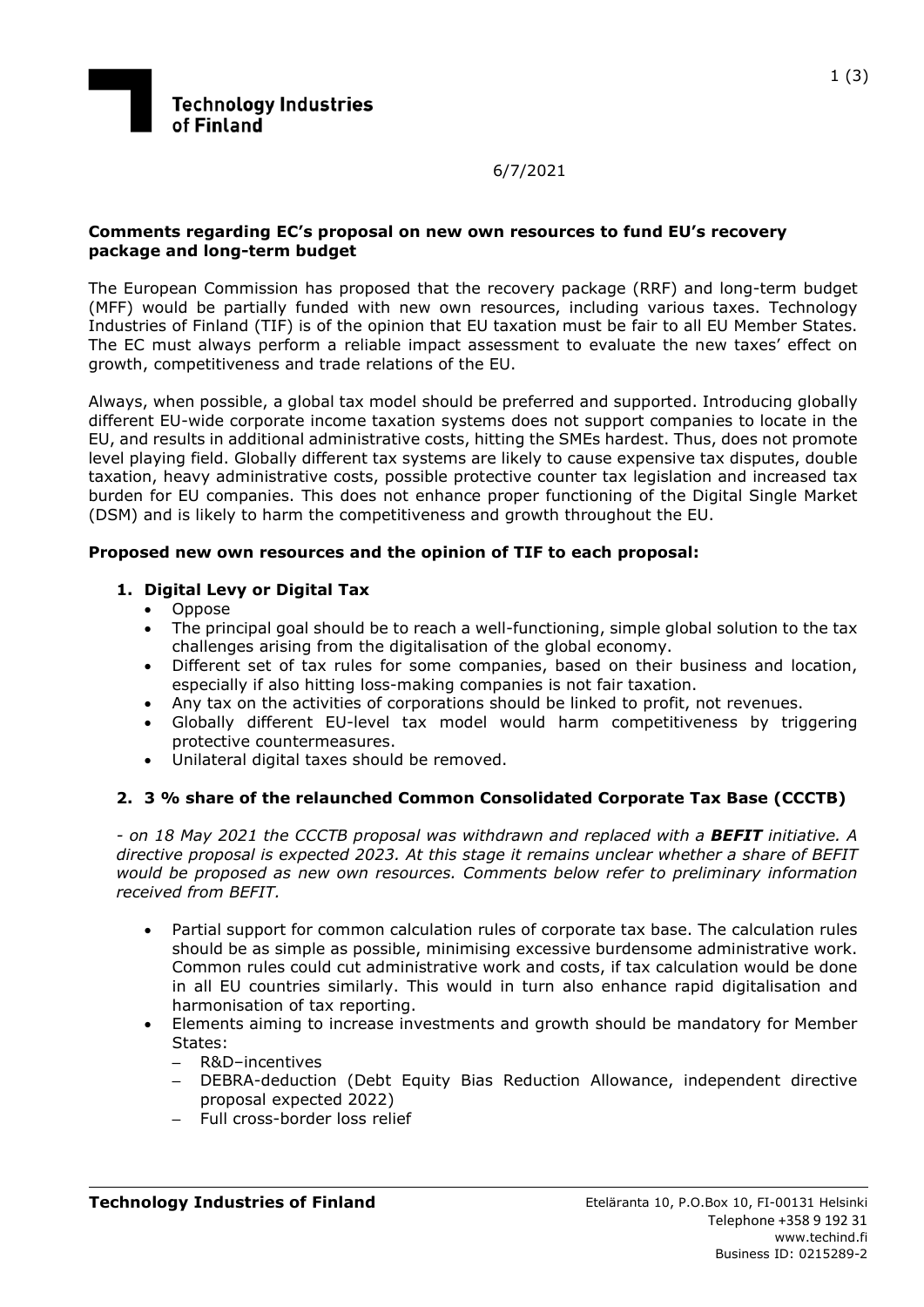**Technology Industries of Finland**

6/7/2021

**Comments regarding EC's proposal on new own resources to fund EU's recovery package and long-term budget**

The European Commission has proposed that the recovery package (RRF) and long-term budget (MFF) would be partially funded with new own resources, including various taxes. Technology Industries of Finland (TIF) is of the opinion that EU taxation must be fair to all EU Member States. The EC must always perform a reliable impact assessment to evaluate the new taxes' effect on growth, competitiveness and trade relations of the EU.

Always, when possible, a global tax model should be preferred and supported. Introducing globally different EU-wide corporate income taxation systems does not support companies to locate in the EU, and results in additional administrative costs, hitting the SMEs hardest. Thus, does not promote level playing field. Globally different tax systems are likely to cause expensive tax disputes, double taxation, heavy administrative costs, possible protective counter tax legislation and increased tax burden for EU companies. This does not enhance proper functioning of the Digital Single Market (DSM) and is likely to harm the competitiveness and growth throughout the EU.

**Proposed new own resources and the opinion of TIF to each proposal:**

1. **Digital Levy or Digital Tax**
   - Oppose
   - The principal goal should be to reach a well-functioning, simple global solution to the tax challenges arising from the digitalisation of the global economy.
   - Different set of tax rules for some companies, based on their business and location, especially if also hitting loss-making companies is not fair taxation.
   - Any tax on the activities of corporations should be linked to profit, not revenues.
   - Globally different EU-level tax model would harm competitiveness by triggering protective countermeasures.
   - Unilateral digital taxes should be removed.

2. **3 % share of the relaunched Common Consolidated Corporate Tax Base (CCCTB)**

   *- on 18 May 2021 the CCCTB proposal was withdrawn and replaced with a **BEFIT** initiative. A directive proposal is expected 2023. At this stage it remains unclear whether a share of BEFIT would be proposed as new own resources. Comments below refer to preliminary information received from BEFIT.*

   - Partial support for common calculation rules of corporate tax base. The calculation rules should be as simple as possible, minimising excessive burdensome administrative work. Common rules could cut administrative work and costs, if tax calculation would be done in all EU countries similarly. This would in turn also enhance rapid digitalisation and harmonisation of tax reporting.
   - Elements aiming to increase investments and growth should be mandatory for Member States:
     - R&D–incentives
     - DEBRA-deduction (Debt Equity Bias Reduction Allowance, independent directive proposal expected 2022)
     - Full cross-border loss relief

**Technology Industries of Finland**

Eteläranta 10, P.O.Box 10, FI-00131 Helsinki
Telephone +358 9 192 31
www.techind.fi
Business ID: 0215289-2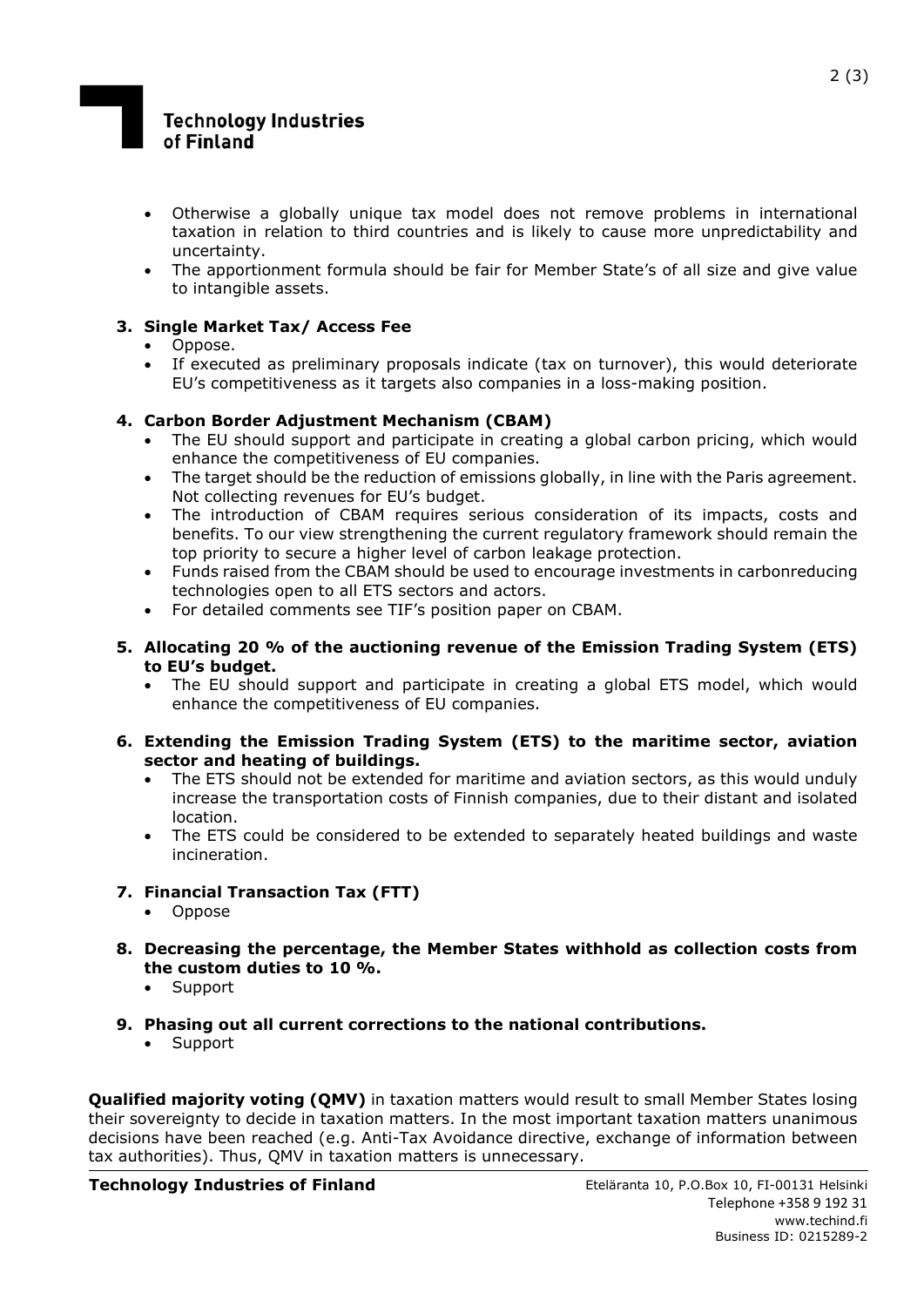- Otherwise a globally unique tax model does not remove problems in international taxation in relation to third countries and is likely to cause more unpredictability and uncertainty.
- The apportionment formula should be fair for Member State's of all size and give value to intangible assets.

**3. Single Market Tax/ Access Fee**

- Oppose.
- If executed as preliminary proposals indicate (tax on turnover), this would deteriorate EU's competitiveness as it targets also companies in a loss-making position.

**4. Carbon Border Adjustment Mechanism (CBAM)**

- The EU should support and participate in creating a global carbon pricing, which would enhance the competitiveness of EU companies.
- The target should be the reduction of emissions globally, in line with the Paris agreement. Not collecting revenues for EU's budget.
- The introduction of CBAM requires serious consideration of its impacts, costs and benefits. To our view strengthening the current regulatory framework should remain the top priority to secure a higher level of carbon leakage protection.
- Funds raised from the CBAM should be used to encourage investments in carbonreducing technologies open to all ETS sectors and actors.
- For detailed comments see TIF's position paper on CBAM.

**5. Allocating 20 % of the auctioning revenue of the Emission Trading System (ETS) to EU's budget.**

- The EU should support and participate in creating a global ETS model, which would enhance the competitiveness of EU companies.

**6. Extending the Emission Trading System (ETS) to the maritime sector, aviation sector and heating of buildings.**

- The ETS should not be extended for maritime and aviation sectors, as this would unduly increase the transportation costs of Finnish companies, due to their distant and isolated location.
- The ETS could be considered to be extended to separately heated buildings and waste incineration.

**7. Financial Transaction Tax (FTT)**

- Oppose

**8. Decreasing the percentage, the Member States withhold as collection costs from the custom duties to 10 %.**

- Support

**9. Phasing out all current corrections to the national contributions.**

- Support

**Qualified majority voting (QMV)** in taxation matters would result to small Member States losing their sovereignty to decide in taxation matters. In the most important taxation matters unanimous decisions have been reached (e.g. Anti-Tax Avoidance directive, exchange of information between tax authorities). Thus, QMV in taxation matters is unnecessary.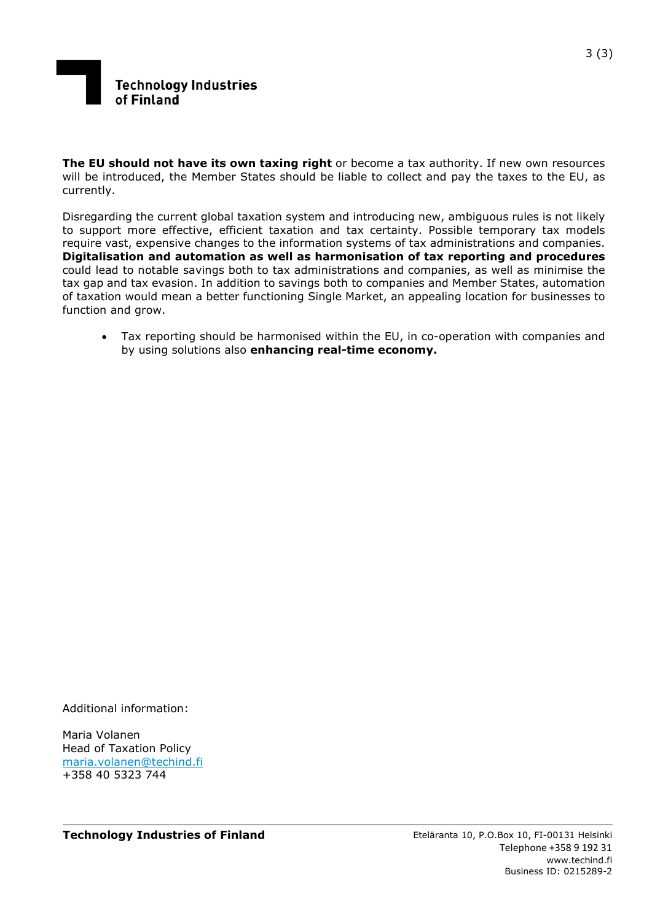**The EU should not have its own taxing right** or become a tax authority. If new own resources will be introduced, the Member States should be liable to collect and pay the taxes to the EU, as currently.

Disregarding the current global taxation system and introducing new, ambiguous rules is not likely to support more effective, efficient taxation and tax certainty. Possible temporary tax models require vast, expensive changes to the information systems of tax administrations and companies. **Digitalisation and automation as well as harmonisation of tax reporting and procedures** could lead to notable savings both to tax administrations and companies, as well as minimise the tax gap and tax evasion. In addition to savings both to companies and Member States, automation of taxation would mean a better functioning Single Market, an appealing location for businesses to function and grow.

- Tax reporting should be harmonised within the EU, in co-operation with companies and by using solutions also **enhancing real-time economy.**

Additional information:

Maria Volanen
Head of Taxation Policy
maria.volanen@techind.fi
+358 40 5323 744

**Technology Industries of Finland**

Eteläranta 10, P.O.Box 10, FI-00131 Helsinki
Telephone +358 9 192 31
www.techind.fi
Business ID: 0215289-2